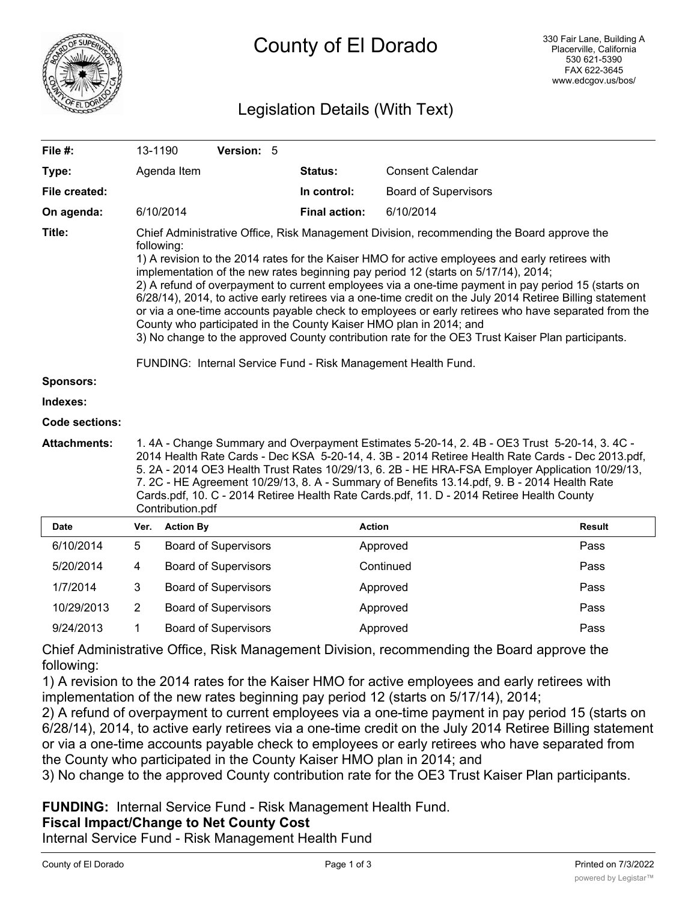# County of El Dorado

330 Fair Lane, Building A
Placerville, California
530 621-5390
FAX 622-3645
www.edcgov.us/bos/

## Legislation Details (With Text)

| | | | |
|---|---|---|---|
| **File #:** | 13-1190 **Version:** 5 | | |
| **Type:** | Agenda Item | **Status:** | Consent Calendar |
| **File created:** | | **In control:** | Board of Supervisors |
| **On agenda:** | 6/10/2014 | **Final action:** | 6/10/2014 |

**Title:** Chief Administrative Office, Risk Management Division, recommending the Board approve the following:
1) A revision to the 2014 rates for the Kaiser HMO for active employees and early retirees with implementation of the new rates beginning pay period 12 (starts on 5/17/14), 2014;
2) A refund of overpayment to current employees via a one-time payment in pay period 15 (starts on 6/28/14), 2014, to active early retirees via a one-time credit on the July 2014 Retiree Billing statement or via a one-time accounts payable check to employees or early retirees who have separated from the County who participated in the County Kaiser HMO plan in 2014; and
3) No change to the approved County contribution rate for the OE3 Trust Kaiser Plan participants.

FUNDING: Internal Service Fund - Risk Management Health Fund.

**Sponsors:**

**Indexes:**

**Code sections:**

**Attachments:** 1. 4A - Change Summary and Overpayment Estimates 5-20-14, 2. 4B - OE3 Trust 5-20-14, 3. 4C - 2014 Health Rate Cards - Dec KSA 5-20-14, 4. 3B - 2014 Retiree Health Rate Cards - Dec 2013.pdf, 5. 2A - 2014 OE3 Health Trust Rates 10/29/13, 6. 2B - HE HRA-FSA Employer Application 10/29/13, 7. 2C - HE Agreement 10/29/13, 8. A - Summary of Benefits 13.14.pdf, 9. B - 2014 Health Rate Cards.pdf, 10. C - 2014 Retiree Health Rate Cards.pdf, 11. D - 2014 Retiree Health County Contribution.pdf

| Date | Ver. | Action By | Action | Result |
|---|---|---|---|---|
| 6/10/2014 | 5 | Board of Supervisors | Approved | Pass |
| 5/20/2014 | 4 | Board of Supervisors | Continued | Pass |
| 1/7/2014 | 3 | Board of Supervisors | Approved | Pass |
| 10/29/2013 | 2 | Board of Supervisors | Approved | Pass |
| 9/24/2013 | 1 | Board of Supervisors | Approved | Pass |

Chief Administrative Office, Risk Management Division, recommending the Board approve the following:

1) A revision to the 2014 rates for the Kaiser HMO for active employees and early retirees with implementation of the new rates beginning pay period 12 (starts on 5/17/14), 2014;

2) A refund of overpayment to current employees via a one-time payment in pay period 15 (starts on 6/28/14), 2014, to active early retirees via a one-time credit on the July 2014 Retiree Billing statement or via a one-time accounts payable check to employees or early retirees who have separated from the County who participated in the County Kaiser HMO plan in 2014; and

3) No change to the approved County contribution rate for the OE3 Trust Kaiser Plan participants.

**FUNDING:** Internal Service Fund - Risk Management Health Fund.

**Fiscal Impact/Change to Net County Cost**

Internal Service Fund - Risk Management Health Fund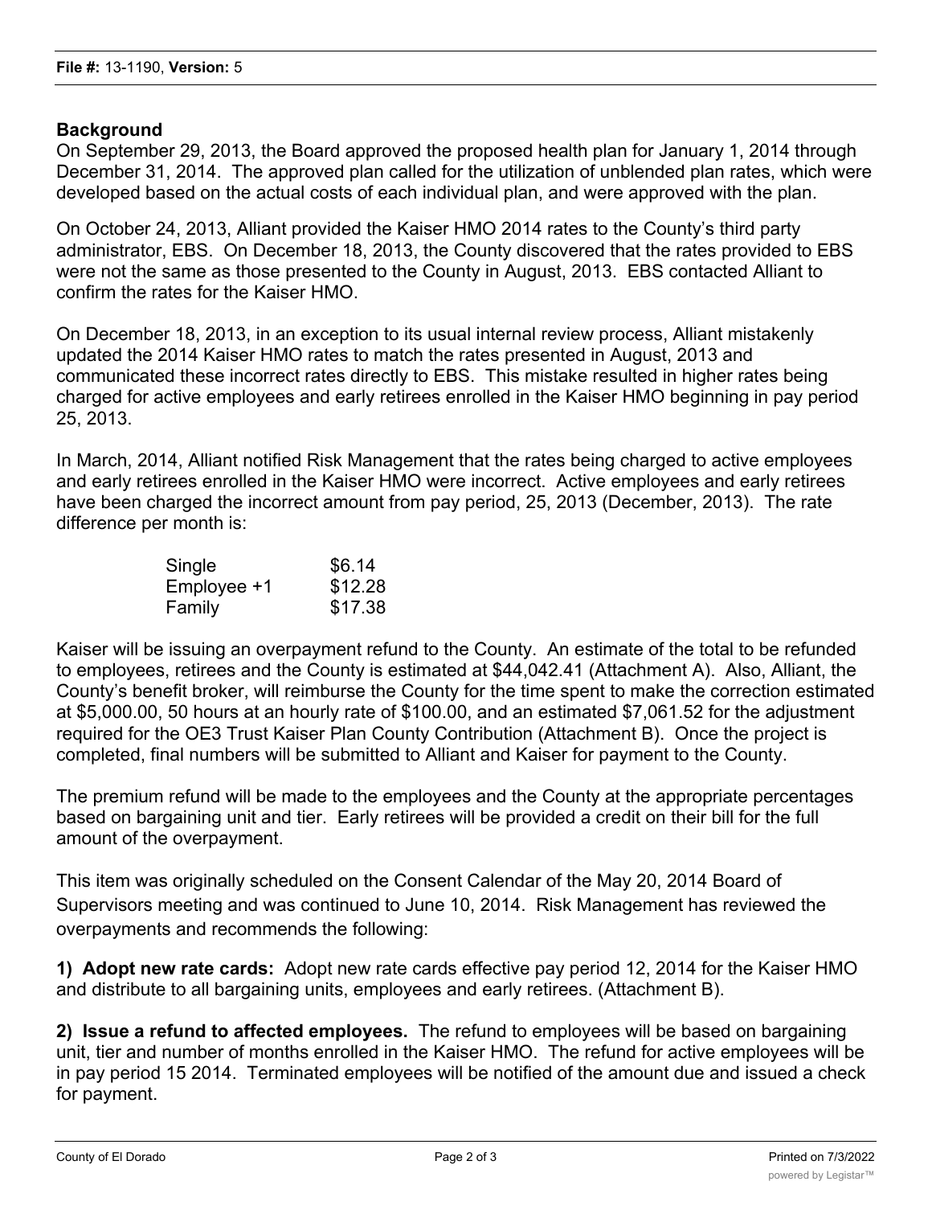**File #:** 13-1190, **Version:** 5

**Background**

On September 29, 2013, the Board approved the proposed health plan for January 1, 2014 through December 31, 2014. The approved plan called for the utilization of unblended plan rates, which were developed based on the actual costs of each individual plan, and were approved with the plan.

On October 24, 2013, Alliant provided the Kaiser HMO 2014 rates to the County's third party administrator, EBS. On December 18, 2013, the County discovered that the rates provided to EBS were not the same as those presented to the County in August, 2013. EBS contacted Alliant to confirm the rates for the Kaiser HMO.

On December 18, 2013, in an exception to its usual internal review process, Alliant mistakenly updated the 2014 Kaiser HMO rates to match the rates presented in August, 2013 and communicated these incorrect rates directly to EBS. This mistake resulted in higher rates being charged for active employees and early retirees enrolled in the Kaiser HMO beginning in pay period 25, 2013.

In March, 2014, Alliant notified Risk Management that the rates being charged to active employees and early retirees enrolled in the Kaiser HMO were incorrect. Active employees and early retirees have been charged the incorrect amount from pay period, 25, 2013 (December, 2013). The rate difference per month is:

| | |
|---|---|
| Single | $6.14 |
| Employee +1 | $12.28 |
| Family | $17.38 |

Kaiser will be issuing an overpayment refund to the County. An estimate of the total to be refunded to employees, retirees and the County is estimated at $44,042.41 (Attachment A). Also, Alliant, the County's benefit broker, will reimburse the County for the time spent to make the correction estimated at $5,000.00, 50 hours at an hourly rate of $100.00, and an estimated $7,061.52 for the adjustment required for the OE3 Trust Kaiser Plan County Contribution (Attachment B). Once the project is completed, final numbers will be submitted to Alliant and Kaiser for payment to the County.

The premium refund will be made to the employees and the County at the appropriate percentages based on bargaining unit and tier. Early retirees will be provided a credit on their bill for the full amount of the overpayment.

This item was originally scheduled on the Consent Calendar of the May 20, 2014 Board of Supervisors meeting and was continued to June 10, 2014. Risk Management has reviewed the overpayments and recommends the following:

**1) Adopt new rate cards:** Adopt new rate cards effective pay period 12, 2014 for the Kaiser HMO and distribute to all bargaining units, employees and early retirees. (Attachment B).

**2) Issue a refund to affected employees.** The refund to employees will be based on bargaining unit, tier and number of months enrolled in the Kaiser HMO. The refund for active employees will be in pay period 15 2014. Terminated employees will be notified of the amount due and issued a check for payment.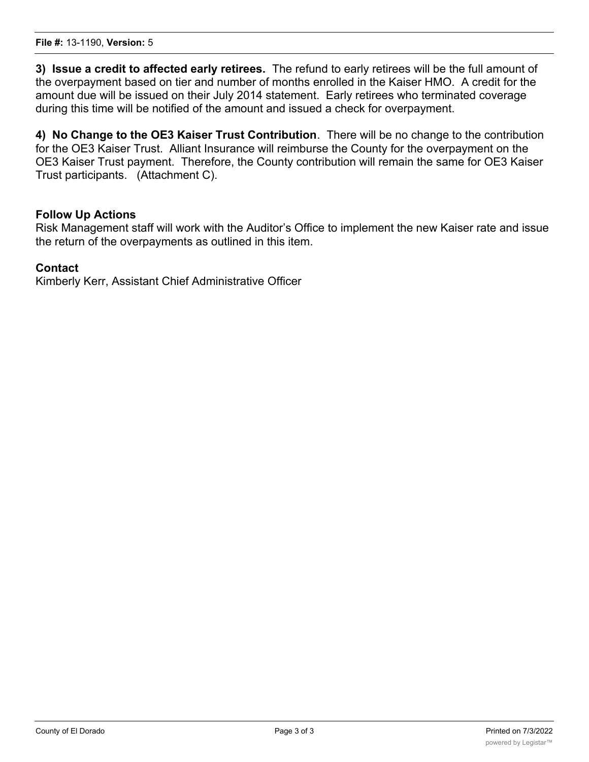**3) Issue a credit to affected early retirees.** The refund to early retirees will be the full amount of the overpayment based on tier and number of months enrolled in the Kaiser HMO. A credit for the amount due will be issued on their July 2014 statement. Early retirees who terminated coverage during this time will be notified of the amount and issued a check for overpayment.

**4) No Change to the OE3 Kaiser Trust Contribution**. There will be no change to the contribution for the OE3 Kaiser Trust. Alliant Insurance will reimburse the County for the overpayment on the OE3 Kaiser Trust payment. Therefore, the County contribution will remain the same for OE3 Kaiser Trust participants. (Attachment C).

## Follow Up Actions

Risk Management staff will work with the Auditor's Office to implement the new Kaiser rate and issue the return of the overpayments as outlined in this item.

## Contact

Kimberly Kerr, Assistant Chief Administrative Officer